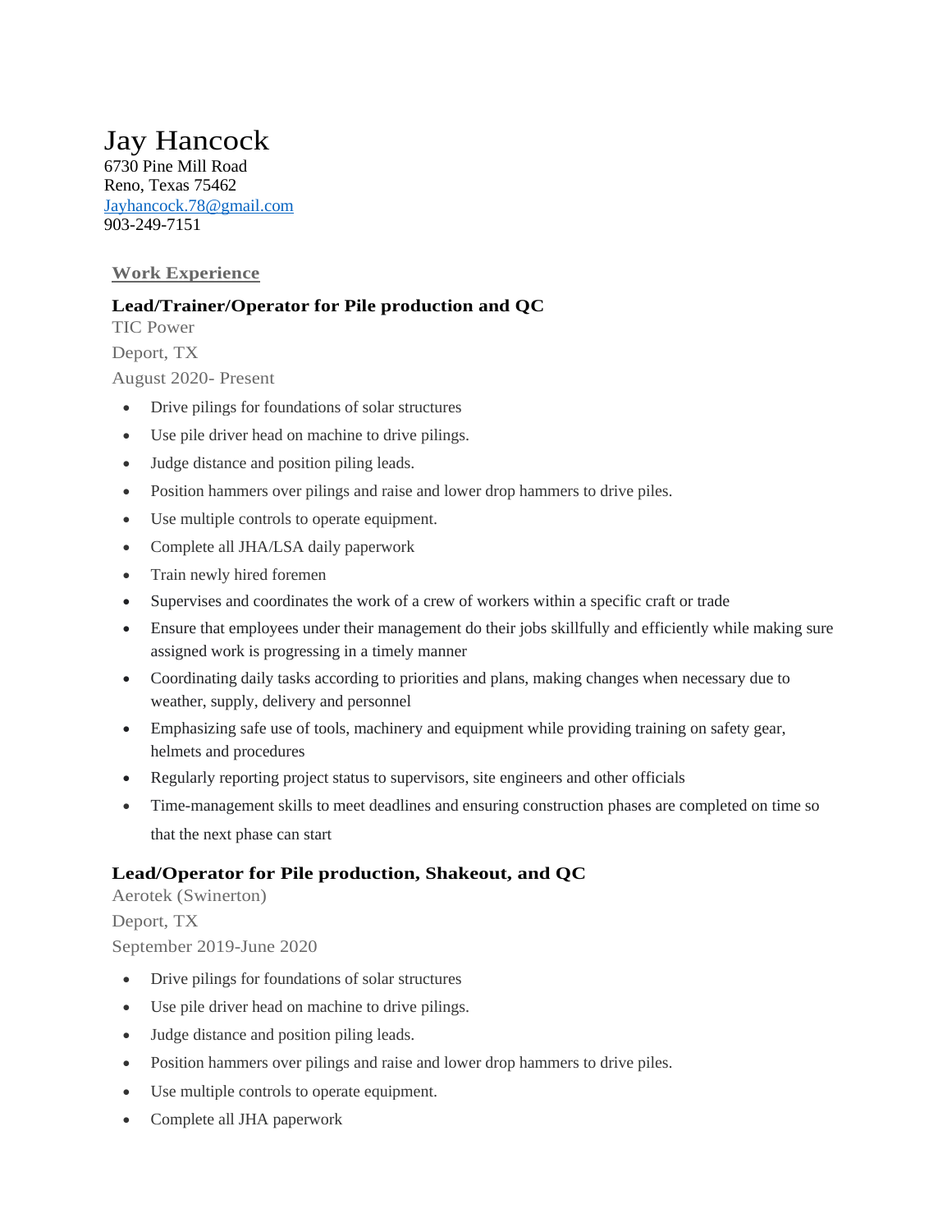# Jay Hancock

6730 Pine Mill Road
Reno, Texas 75462
Jayhancock.78@gmail.com
903-249-7151

## Work Experience

### Lead/Trainer/Operator for Pile production and QC

TIC Power
Deport, TX
August 2020- Present

- Drive pilings for foundations of solar structures
- Use pile driver head on machine to drive pilings.
- Judge distance and position piling leads.
- Position hammers over pilings and raise and lower drop hammers to drive piles.
- Use multiple controls to operate equipment.
- Complete all JHA/LSA daily paperwork
- Train newly hired foremen
- Supervises and coordinates the work of a crew of workers within a specific craft or trade
- Ensure that employees under their management do their jobs skillfully and efficiently while making sure assigned work is progressing in a timely manner
- Coordinating daily tasks according to priorities and plans, making changes when necessary due to weather, supply, delivery and personnel
- Emphasizing safe use of tools, machinery and equipment while providing training on safety gear, helmets and procedures
- Regularly reporting project status to supervisors, site engineers and other officials
- Time-management skills to meet deadlines and ensuring construction phases are completed on time so that the next phase can start

### Lead/Operator for Pile production, Shakeout, and QC

Aerotek (Swinerton)
Deport, TX
September 2019-June 2020

- Drive pilings for foundations of solar structures
- Use pile driver head on machine to drive pilings.
- Judge distance and position piling leads.
- Position hammers over pilings and raise and lower drop hammers to drive piles.
- Use multiple controls to operate equipment.
- Complete all JHA paperwork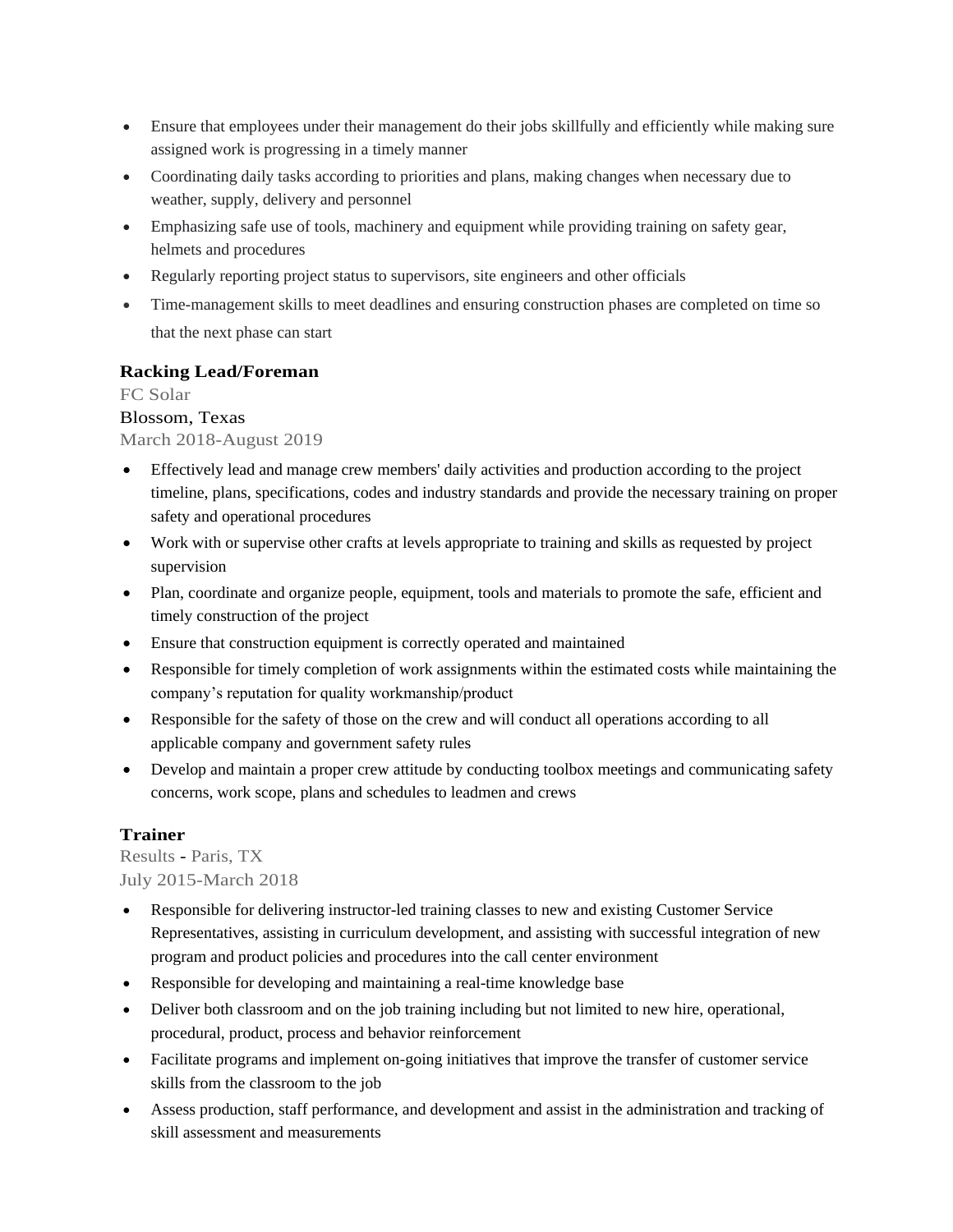- Ensure that employees under their management do their jobs skillfully and efficiently while making sure assigned work is progressing in a timely manner
- Coordinating daily tasks according to priorities and plans, making changes when necessary due to weather, supply, delivery and personnel
- Emphasizing safe use of tools, machinery and equipment while providing training on safety gear, helmets and procedures
- Regularly reporting project status to supervisors, site engineers and other officials
- Time-management skills to meet deadlines and ensuring construction phases are completed on time so that the next phase can start

### Racking Lead/Foreman

FC Solar
Blossom, Texas
March 2018-August 2019

- Effectively lead and manage crew members' daily activities and production according to the project timeline, plans, specifications, codes and industry standards and provide the necessary training on proper safety and operational procedures
- Work with or supervise other crafts at levels appropriate to training and skills as requested by project supervision
- Plan, coordinate and organize people, equipment, tools and materials to promote the safe, efficient and timely construction of the project
- Ensure that construction equipment is correctly operated and maintained
- Responsible for timely completion of work assignments within the estimated costs while maintaining the company's reputation for quality workmanship/product
- Responsible for the safety of those on the crew and will conduct all operations according to all applicable company and government safety rules
- Develop and maintain a proper crew attitude by conducting toolbox meetings and communicating safety concerns, work scope, plans and schedules to leadmen and crews

### Trainer

Results - Paris, TX
July 2015-March 2018

- Responsible for delivering instructor-led training classes to new and existing Customer Service Representatives, assisting in curriculum development, and assisting with successful integration of new program and product policies and procedures into the call center environment
- Responsible for developing and maintaining a real-time knowledge base
- Deliver both classroom and on the job training including but not limited to new hire, operational, procedural, product, process and behavior reinforcement
- Facilitate programs and implement on-going initiatives that improve the transfer of customer service skills from the classroom to the job
- Assess production, staff performance, and development and assist in the administration and tracking of skill assessment and measurements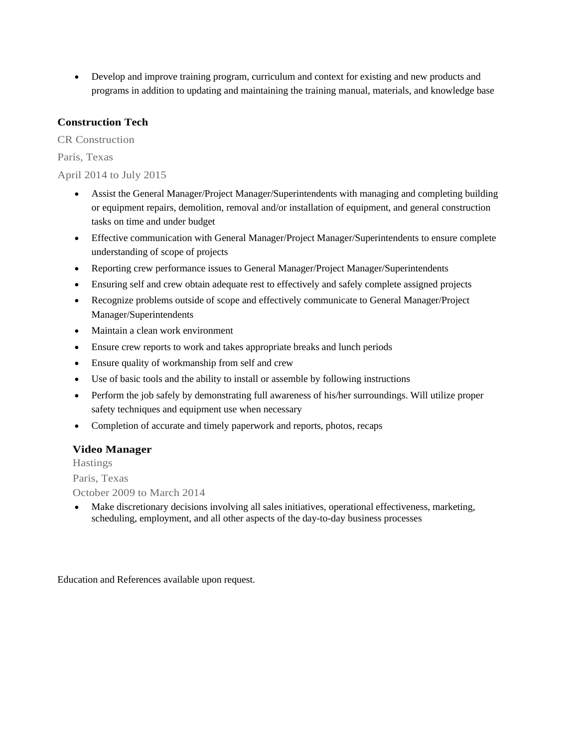- Develop and improve training program, curriculum and context for existing and new products and programs in addition to updating and maintaining the training manual, materials, and knowledge base

### Construction Tech

CR Construction

Paris, Texas

April 2014 to July 2015

- Assist the General Manager/Project Manager/Superintendents with managing and completing building or equipment repairs, demolition, removal and/or installation of equipment, and general construction tasks on time and under budget
- Effective communication with General Manager/Project Manager/Superintendents to ensure complete understanding of scope of projects
- Reporting crew performance issues to General Manager/Project Manager/Superintendents
- Ensuring self and crew obtain adequate rest to effectively and safely complete assigned projects
- Recognize problems outside of scope and effectively communicate to General Manager/Project Manager/Superintendents
- Maintain a clean work environment
- Ensure crew reports to work and takes appropriate breaks and lunch periods
- Ensure quality of workmanship from self and crew
- Use of basic tools and the ability to install or assemble by following instructions
- Perform the job safely by demonstrating full awareness of his/her surroundings. Will utilize proper safety techniques and equipment use when necessary
- Completion of accurate and timely paperwork and reports, photos, recaps

### Video Manager

Hastings

Paris, Texas

October 2009 to March 2014

- Make discretionary decisions involving all sales initiatives, operational effectiveness, marketing, scheduling, employment, and all other aspects of the day-to-day business processes

Education and References available upon request.